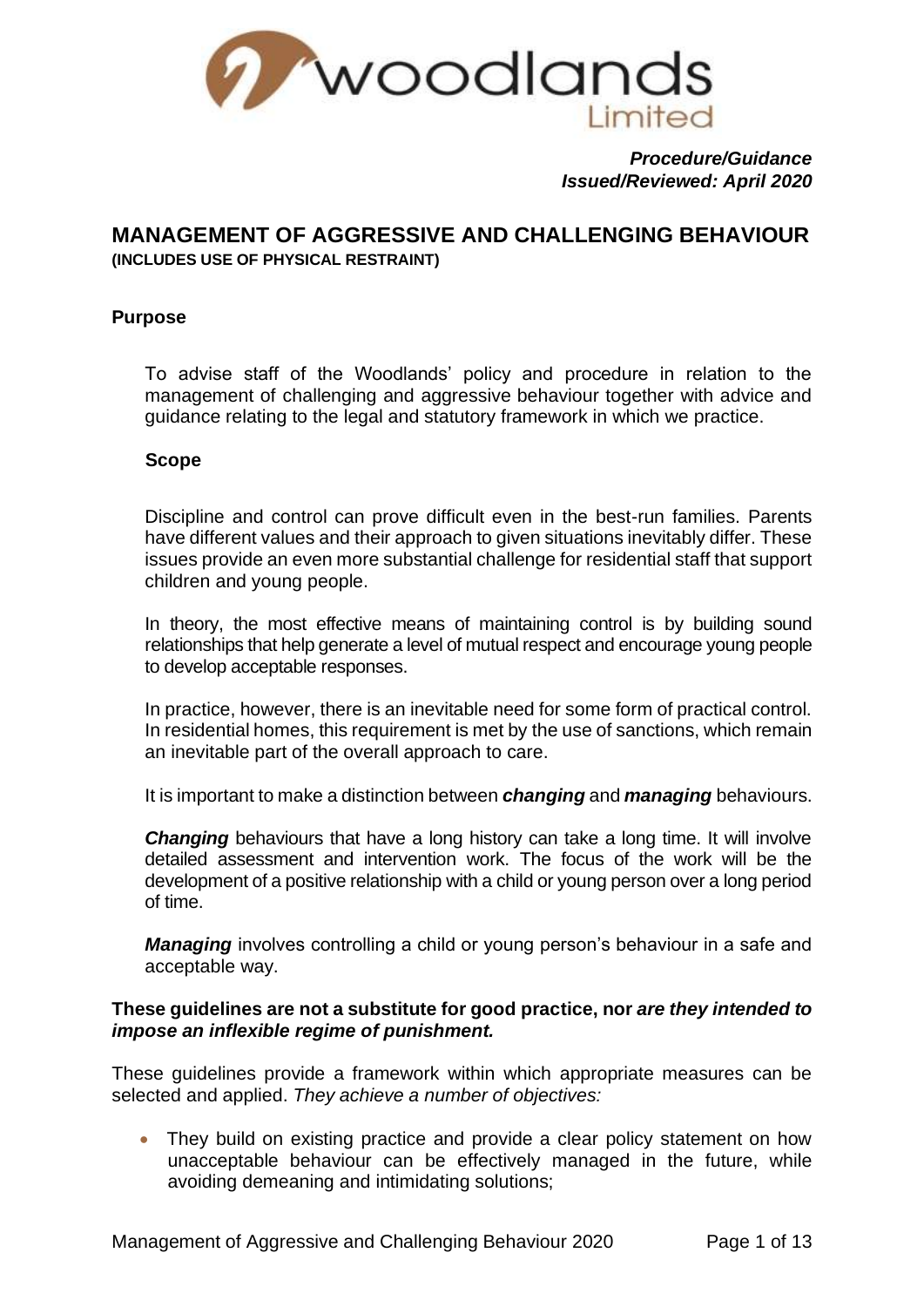woodlands Limited

***Procedure/Guidance***
***Issued/Reviewed: April 2020***

# MANAGEMENT OF AGGRESSIVE AND CHALLENGING BEHAVIOUR
**(INCLUDES USE OF PHYSICAL RESTRAINT)**

## Purpose

To advise staff of the Woodlands' policy and procedure in relation to the management of challenging and aggressive behaviour together with advice and guidance relating to the legal and statutory framework in which we practice.

## Scope

Discipline and control can prove difficult even in the best-run families. Parents have different values and their approach to given situations inevitably differ. These issues provide an even more substantial challenge for residential staff that support children and young people.

In theory, the most effective means of maintaining control is by building sound relationships that help generate a level of mutual respect and encourage young people to develop acceptable responses.

In practice, however, there is an inevitable need for some form of practical control. In residential homes, this requirement is met by the use of sanctions, which remain an inevitable part of the overall approach to care.

It is important to make a distinction between ***changing*** and ***managing*** behaviours.

***Changing*** behaviours that have a long history can take a long time. It will involve detailed assessment and intervention work. The focus of the work will be the development of a positive relationship with a child or young person over a long period of time.

***Managing*** involves controlling a child or young person's behaviour in a safe and acceptable way.

**These guidelines are not a substitute for good practice, nor *are they intended to impose an inflexible regime of punishment.***

These guidelines provide a framework within which appropriate measures can be selected and applied. *They achieve a number of objectives:*

- They build on existing practice and provide a clear policy statement on how unacceptable behaviour can be effectively managed in the future, while avoiding demeaning and intimidating solutions;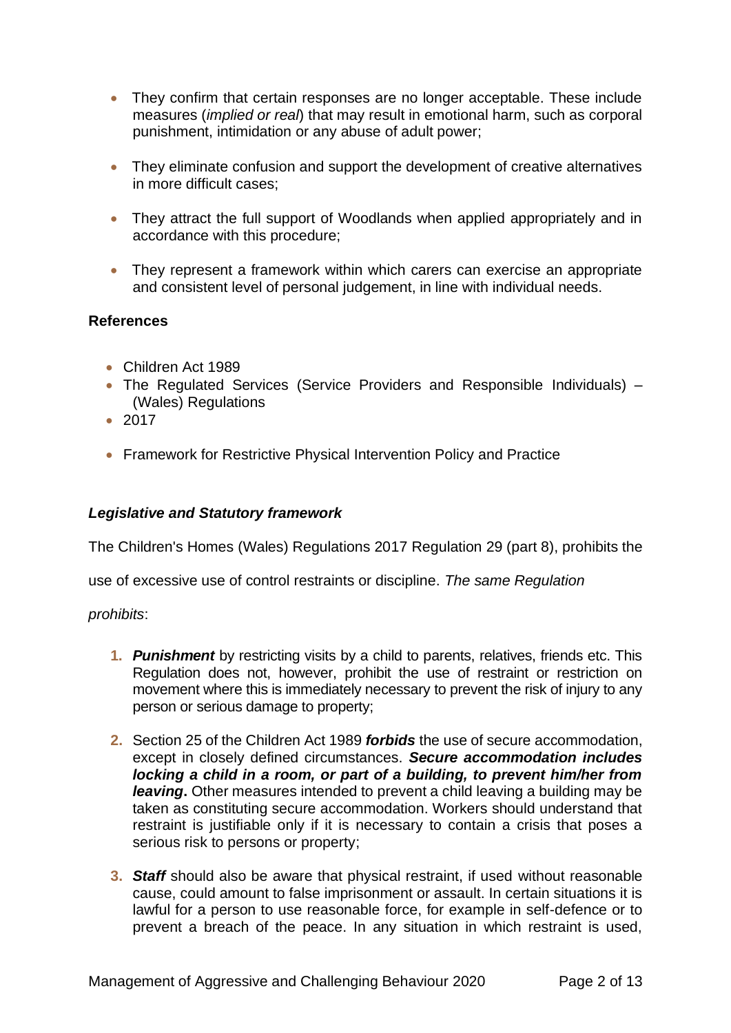- They confirm that certain responses are no longer acceptable. These include measures (*implied or real*) that may result in emotional harm, such as corporal punishment, intimidation or any abuse of adult power;

- They eliminate confusion and support the development of creative alternatives in more difficult cases;

- They attract the full support of Woodlands when applied appropriately and in accordance with this procedure;

- They represent a framework within which carers can exercise an appropriate and consistent level of personal judgement, in line with individual needs.

**References**

- Children Act 1989
- The Regulated Services (Service Providers and Responsible Individuals) – (Wales) Regulations
- 2017
- Framework for Restrictive Physical Intervention Policy and Practice

***Legislative and Statutory framework***

The Children's Homes (Wales) Regulations 2017 Regulation 29 (part 8), prohibits the use of excessive use of control restraints or discipline. *The same Regulation prohibits*:

1. ***Punishment*** by restricting visits by a child to parents, relatives, friends etc. This Regulation does not, however, prohibit the use of restraint or restriction on movement where this is immediately necessary to prevent the risk of injury to any person or serious damage to property;

2. Section 25 of the Children Act 1989 ***forbids*** the use of secure accommodation, except in closely defined circumstances. ***Secure accommodation includes locking a child in a room, or part of a building, to prevent him/her from leaving*****.** Other measures intended to prevent a child leaving a building may be taken as constituting secure accommodation. Workers should understand that restraint is justifiable only if it is necessary to contain a crisis that poses a serious risk to persons or property;

3. ***Staff*** should also be aware that physical restraint, if used without reasonable cause, could amount to false imprisonment or assault. In certain situations it is lawful for a person to use reasonable force, for example in self-defence or to prevent a breach of the peace. In any situation in which restraint is used,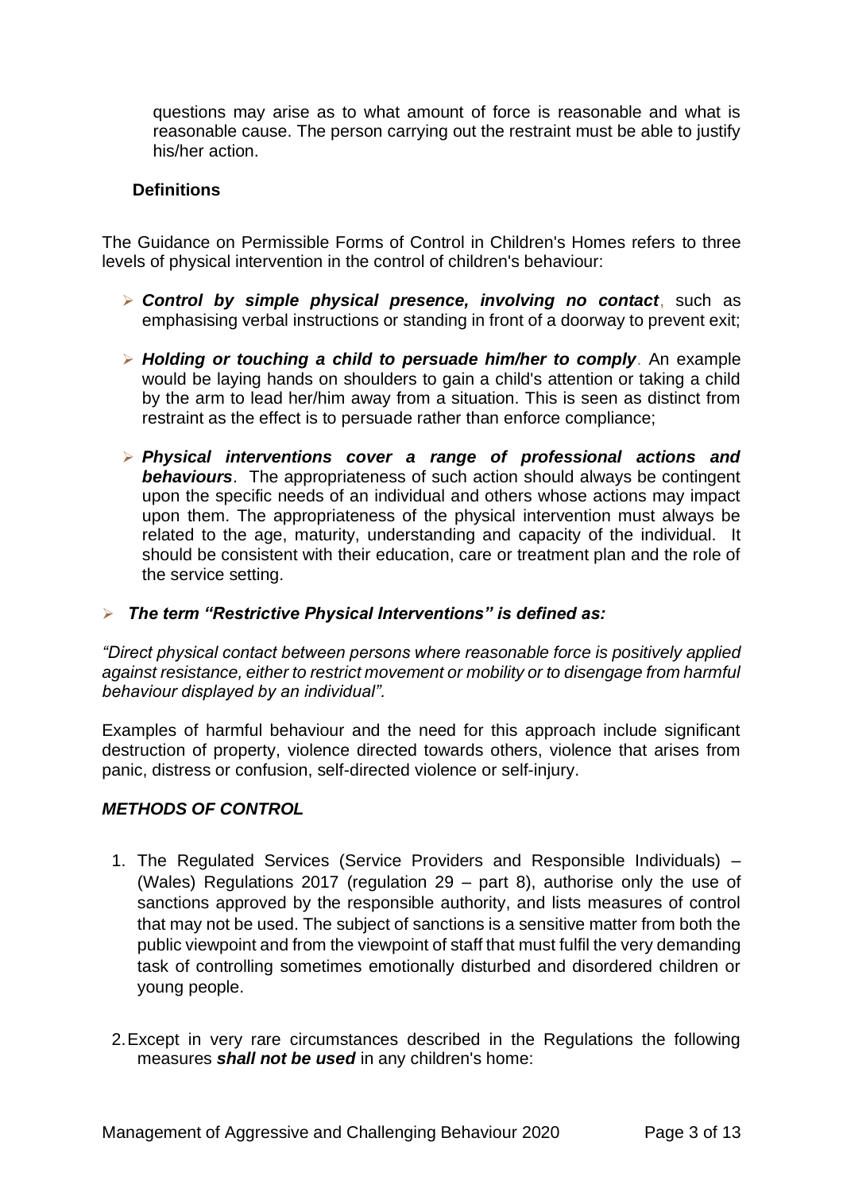questions may arise as to what amount of force is reasonable and what is reasonable cause. The person carrying out the restraint must be able to justify his/her action.

### Definitions

The Guidance on Permissible Forms of Control in Children's Homes refers to three levels of physical intervention in the control of children's behaviour:

- ***Control by simple physical presence, involving no contact***, such as emphasising verbal instructions or standing in front of a doorway to prevent exit;
- ***Holding or touching a child to persuade him/her to comply***. An example would be laying hands on shoulders to gain a child's attention or taking a child by the arm to lead her/him away from a situation. This is seen as distinct from restraint as the effect is to persuade rather than enforce compliance;
- ***Physical interventions cover a range of professional actions and behaviours***. The appropriateness of such action should always be contingent upon the specific needs of an individual and others whose actions may impact upon them. The appropriateness of the physical intervention must always be related to the age, maturity, understanding and capacity of the individual. It should be consistent with their education, care or treatment plan and the role of the service setting.

- ***The term "Restrictive Physical Interventions" is defined as:***

*"Direct physical contact between persons where reasonable force is positively applied against resistance, either to restrict movement or mobility or to disengage from harmful behaviour displayed by an individual".*

Examples of harmful behaviour and the need for this approach include significant destruction of property, violence directed towards others, violence that arises from panic, distress or confusion, self-directed violence or self-injury.

### *METHODS OF CONTROL*

1. The Regulated Services (Service Providers and Responsible Individuals) – (Wales) Regulations 2017 (regulation 29 – part 8), authorise only the use of sanctions approved by the responsible authority, and lists measures of control that may not be used. The subject of sanctions is a sensitive matter from both the public viewpoint and from the viewpoint of staff that must fulfil the very demanding task of controlling sometimes emotionally disturbed and disordered children or young people.

2. Except in very rare circumstances described in the Regulations the following measures ***shall not be used*** in any children's home: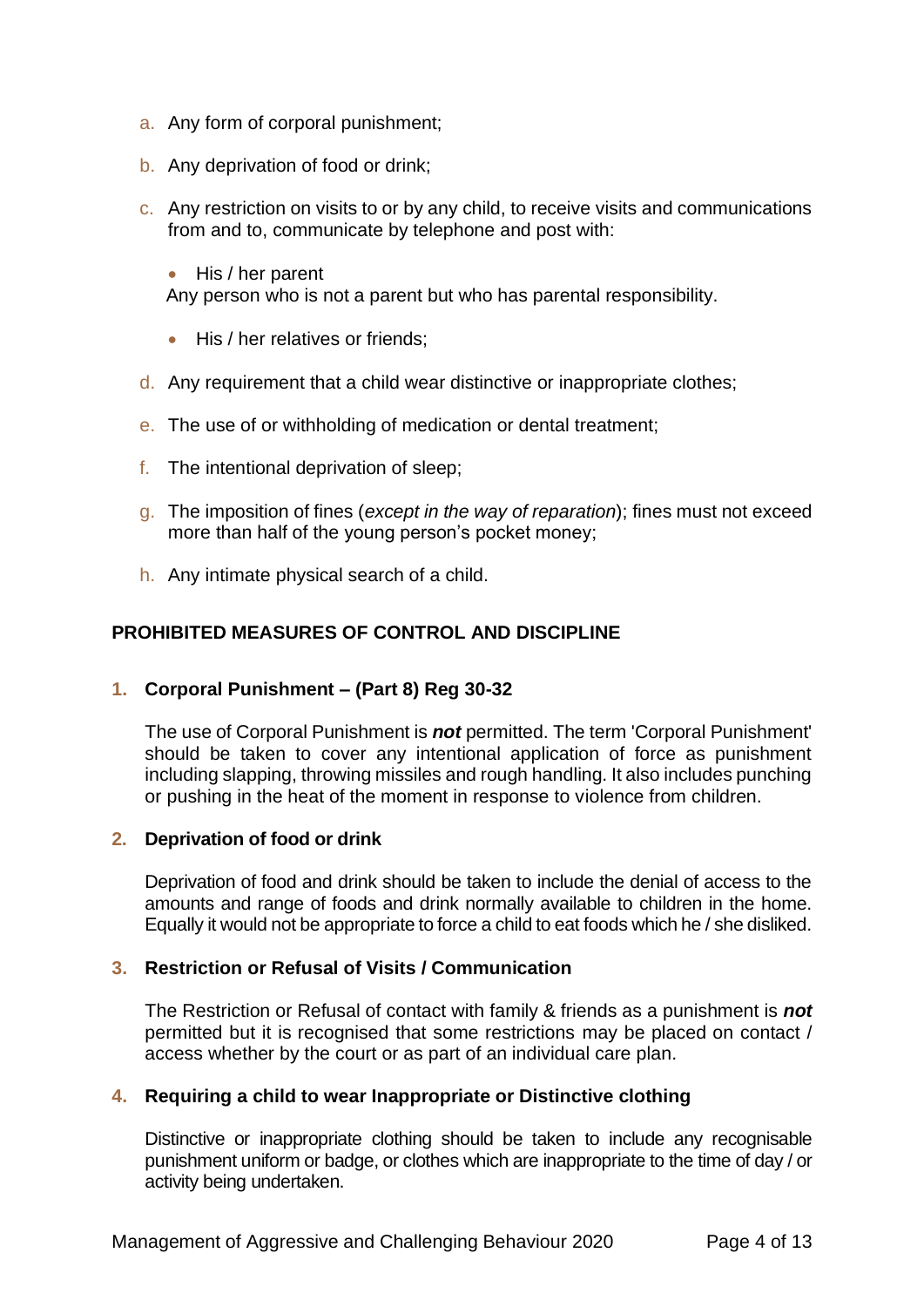a. Any form of corporal punishment;

b. Any deprivation of food or drink;

c. Any restriction on visits to or by any child, to receive visits and communications from and to, communicate by telephone and post with:

   - His / her parent
   
   Any person who is not a parent but who has parental responsibility.

   - His / her relatives or friends;

d. Any requirement that a child wear distinctive or inappropriate clothes;

e. The use of or withholding of medication or dental treatment;

f. The intentional deprivation of sleep;

g. The imposition of fines (*except in the way of reparation*); fines must not exceed more than half of the young person's pocket money;

h. Any intimate physical search of a child.

## PROHIBITED MEASURES OF CONTROL AND DISCIPLINE

### 1. Corporal Punishment – (Part 8) Reg 30-32

The use of Corporal Punishment is ***not*** permitted. The term 'Corporal Punishment' should be taken to cover any intentional application of force as punishment including slapping, throwing missiles and rough handling. It also includes punching or pushing in the heat of the moment in response to violence from children.

### 2. Deprivation of food or drink

Deprivation of food and drink should be taken to include the denial of access to the amounts and range of foods and drink normally available to children in the home. Equally it would not be appropriate to force a child to eat foods which he / she disliked.

### 3. Restriction or Refusal of Visits / Communication

The Restriction or Refusal of contact with family & friends as a punishment is ***not*** permitted but it is recognised that some restrictions may be placed on contact / access whether by the court or as part of an individual care plan.

### 4. Requiring a child to wear Inappropriate or Distinctive clothing

Distinctive or inappropriate clothing should be taken to include any recognisable punishment uniform or badge, or clothes which are inappropriate to the time of day / or activity being undertaken.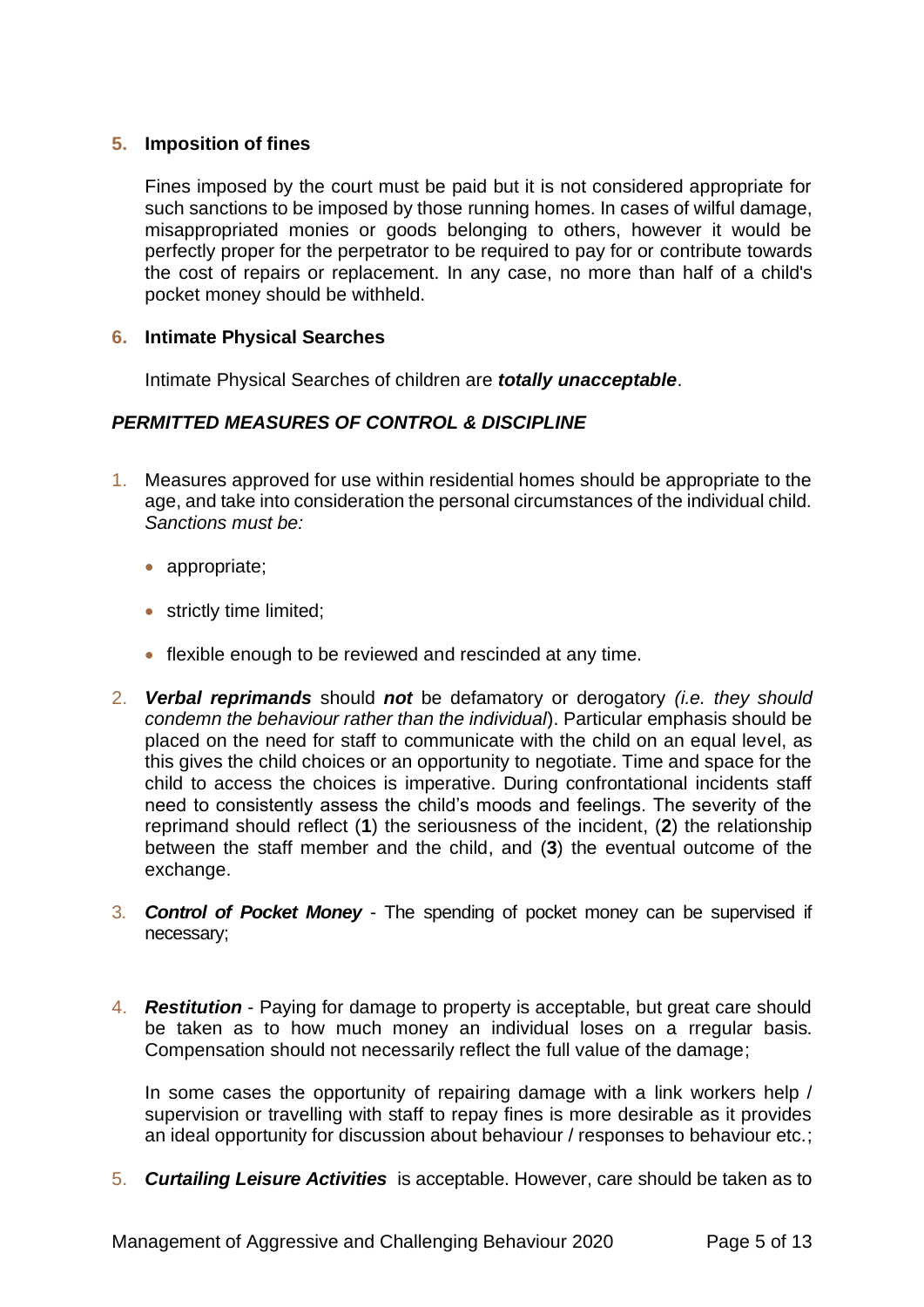5. **Imposition of fines**

   Fines imposed by the court must be paid but it is not considered appropriate for such sanctions to be imposed by those running homes. In cases of wilful damage, misappropriated monies or goods belonging to others, however it would be perfectly proper for the perpetrator to be required to pay for or contribute towards the cost of repairs or replacement. In any case, no more than half of a child's pocket money should be withheld.

6. **Intimate Physical Searches**

   Intimate Physical Searches of children are ***totally unacceptable***.

***PERMITTED MEASURES OF CONTROL & DISCIPLINE***

1. Measures approved for use within residential homes should be appropriate to the age, and take into consideration the personal circumstances of the individual child. *Sanctions must be:*

   - appropriate;
   - strictly time limited;
   - flexible enough to be reviewed and rescinded at any time.

2. ***Verbal reprimands*** should ***not*** be defamatory or derogatory *(i.e. they should condemn the behaviour rather than the individual*). Particular emphasis should be placed on the need for staff to communicate with the child on an equal level, as this gives the child choices or an opportunity to negotiate. Time and space for the child to access the choices is imperative. During confrontational incidents staff need to consistently assess the child's moods and feelings. The severity of the reprimand should reflect (**1**) the seriousness of the incident, (**2**) the relationship between the staff member and the child, and (**3**) the eventual outcome of the exchange.

3. ***Control of Pocket Money*** - The spending of pocket money can be supervised if necessary;

4. ***Restitution*** - Paying for damage to property is acceptable, but great care should be taken as to how much money an individual loses on a rregular basis. Compensation should not necessarily reflect the full value of the damage;

   In some cases the opportunity of repairing damage with a link workers help / supervision or travelling with staff to repay fines is more desirable as it provides an ideal opportunity for discussion about behaviour / responses to behaviour etc.;

5. ***Curtailing Leisure Activities*** is acceptable. However, care should be taken as to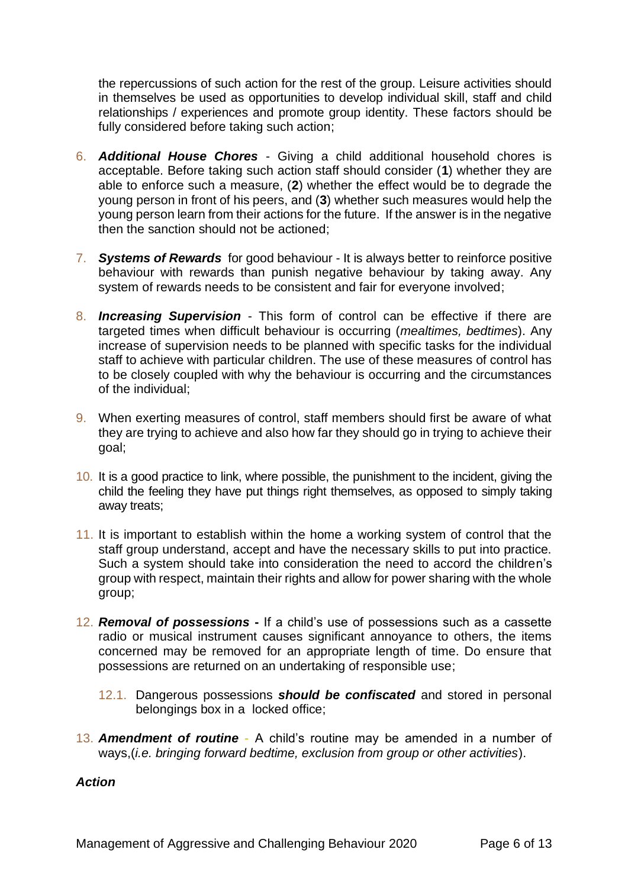the repercussions of such action for the rest of the group. Leisure activities should in themselves be used as opportunities to develop individual skill, staff and child relationships / experiences and promote group identity. These factors should be fully considered before taking such action;

6. ***Additional House Chores*** - Giving a child additional household chores is acceptable. Before taking such action staff should consider (**1**) whether they are able to enforce such a measure, (**2**) whether the effect would be to degrade the young person in front of his peers, and (**3**) whether such measures would help the young person learn from their actions for the future. If the answer is in the negative then the sanction should not be actioned;

7. ***Systems of Rewards*** for good behaviour - It is always better to reinforce positive behaviour with rewards than punish negative behaviour by taking away. Any system of rewards needs to be consistent and fair for everyone involved;

8. ***Increasing Supervision*** - This form of control can be effective if there are targeted times when difficult behaviour is occurring (*mealtimes, bedtimes*). Any increase of supervision needs to be planned with specific tasks for the individual staff to achieve with particular children. The use of these measures of control has to be closely coupled with why the behaviour is occurring and the circumstances of the individual;

9. When exerting measures of control, staff members should first be aware of what they are trying to achieve and also how far they should go in trying to achieve their goal;

10. It is a good practice to link, where possible, the punishment to the incident, giving the child the feeling they have put things right themselves, as opposed to simply taking away treats;

11. It is important to establish within the home a working system of control that the staff group understand, accept and have the necessary skills to put into practice. Such a system should take into consideration the need to accord the children's group with respect, maintain their rights and allow for power sharing with the whole group;

12. ***Removal of possessions*** **-** If a child's use of possessions such as a cassette radio or musical instrument causes significant annoyance to others, the items concerned may be removed for an appropriate length of time. Do ensure that possessions are returned on an undertaking of responsible use;

    12.1. Dangerous possessions ***should be confiscated*** and stored in personal belongings box in a locked office;

13. ***Amendment of routine*** - A child's routine may be amended in a number of ways,(*i.e. bringing forward bedtime, exclusion from group or other activities*).

***Action***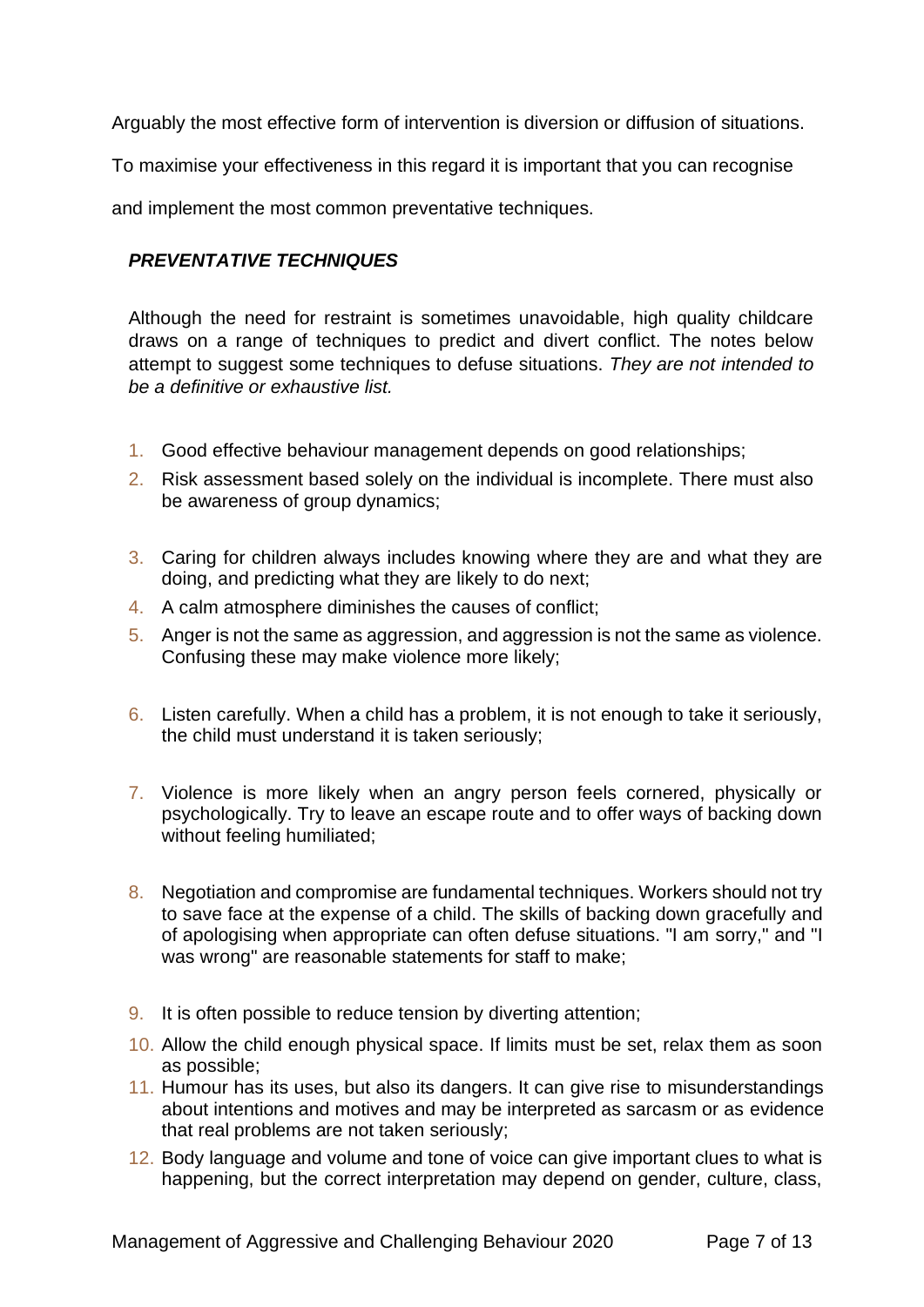Arguably the most effective form of intervention is diversion or diffusion of situations. To maximise your effectiveness in this regard it is important that you can recognise and implement the most common preventative techniques.

### *PREVENTATIVE TECHNIQUES*

Although the need for restraint is sometimes unavoidable, high quality childcare draws on a range of techniques to predict and divert conflict. The notes below attempt to suggest some techniques to defuse situations. *They are not intended to be a definitive or exhaustive list.*

1. Good effective behaviour management depends on good relationships;
2. Risk assessment based solely on the individual is incomplete. There must also be awareness of group dynamics;
3. Caring for children always includes knowing where they are and what they are doing, and predicting what they are likely to do next;
4. A calm atmosphere diminishes the causes of conflict;
5. Anger is not the same as aggression, and aggression is not the same as violence. Confusing these may make violence more likely;
6. Listen carefully. When a child has a problem, it is not enough to take it seriously, the child must understand it is taken seriously;
7. Violence is more likely when an angry person feels cornered, physically or psychologically. Try to leave an escape route and to offer ways of backing down without feeling humiliated;
8. Negotiation and compromise are fundamental techniques. Workers should not try to save face at the expense of a child. The skills of backing down gracefully and of apologising when appropriate can often defuse situations. "I am sorry," and "I was wrong" are reasonable statements for staff to make;
9. It is often possible to reduce tension by diverting attention;
10. Allow the child enough physical space. If limits must be set, relax them as soon as possible;
11. Humour has its uses, but also its dangers. It can give rise to misunderstandings about intentions and motives and may be interpreted as sarcasm or as evidence that real problems are not taken seriously;
12. Body language and volume and tone of voice can give important clues to what is happening, but the correct interpretation may depend on gender, culture, class,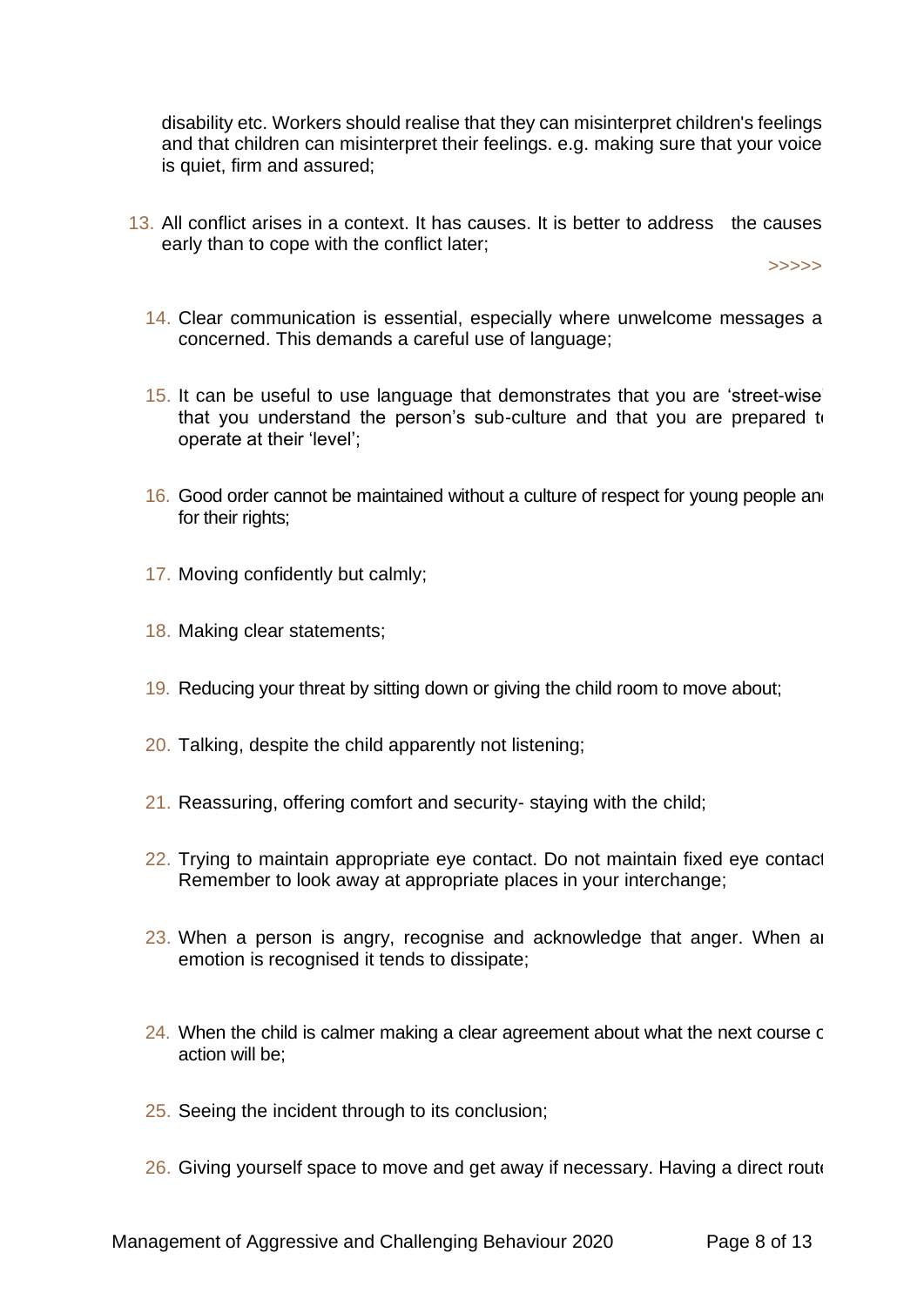disability etc. Workers should realise that they can misinterpret children's feelings and that children can misinterpret their feelings. e.g. making sure that your voice is quiet, firm and assured;

13. All conflict arises in a context. It has causes. It is better to address the causes early than to cope with the conflict later;

>>>>>

14. Clear communication is essential, especially where unwelcome messages a concerned. This demands a careful use of language;
15. It can be useful to use language that demonstrates that you are 'street-wise that you understand the person's sub-culture and that you are prepared t operate at their 'level';
16. Good order cannot be maintained without a culture of respect for young people an for their rights;
17. Moving confidently but calmly;
18. Making clear statements;
19. Reducing your threat by sitting down or giving the child room to move about;
20. Talking, despite the child apparently not listening;
21. Reassuring, offering comfort and security- staying with the child;
22. Trying to maintain appropriate eye contact. Do not maintain fixed eye contact Remember to look away at appropriate places in your interchange;
23. When a person is angry, recognise and acknowledge that anger. When a emotion is recognised it tends to dissipate;
24. When the child is calmer making a clear agreement about what the next course c action will be;
25. Seeing the incident through to its conclusion;
26. Giving yourself space to move and get away if necessary. Having a direct rout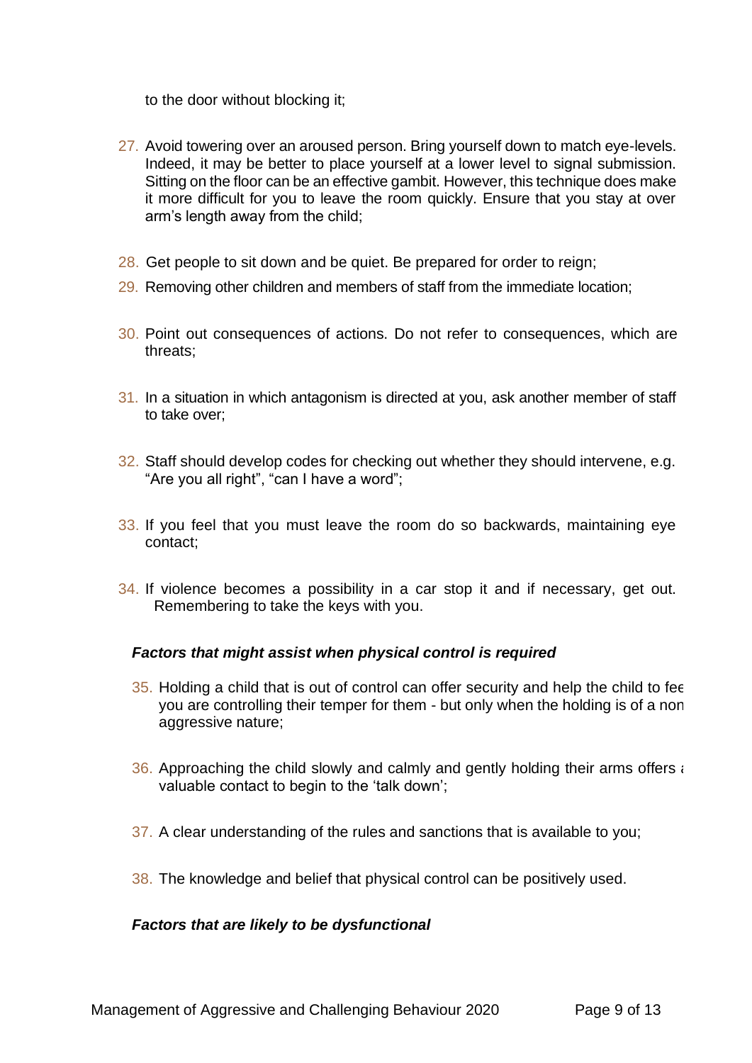to the door without blocking it;

27. Avoid towering over an aroused person. Bring yourself down to match eye-levels. Indeed, it may be better to place yourself at a lower level to signal submission. Sitting on the floor can be an effective gambit. However, this technique does make it more difficult for you to leave the room quickly. Ensure that you stay at over arm's length away from the child;

28. Get people to sit down and be quiet. Be prepared for order to reign;

29. Removing other children and members of staff from the immediate location;

30. Point out consequences of actions. Do not refer to consequences, which are threats;

31. In a situation in which antagonism is directed at you, ask another member of staff to take over;

32. Staff should develop codes for checking out whether they should intervene, e.g. "Are you all right", "can I have a word";

33. If you feel that you must leave the room do so backwards, maintaining eye contact;

34. If violence becomes a possibility in a car stop it and if necessary, get out. Remembering to take the keys with you.

***Factors that might assist when physical control is required***

35. Holding a child that is out of control can offer security and help the child to fee you are controlling their temper for them - but only when the holding is of a non aggressive nature;

36. Approaching the child slowly and calmly and gently holding their arms offers a valuable contact to begin to the 'talk down';

37. A clear understanding of the rules and sanctions that is available to you;

38. The knowledge and belief that physical control can be positively used.

***Factors that are likely to be dysfunctional***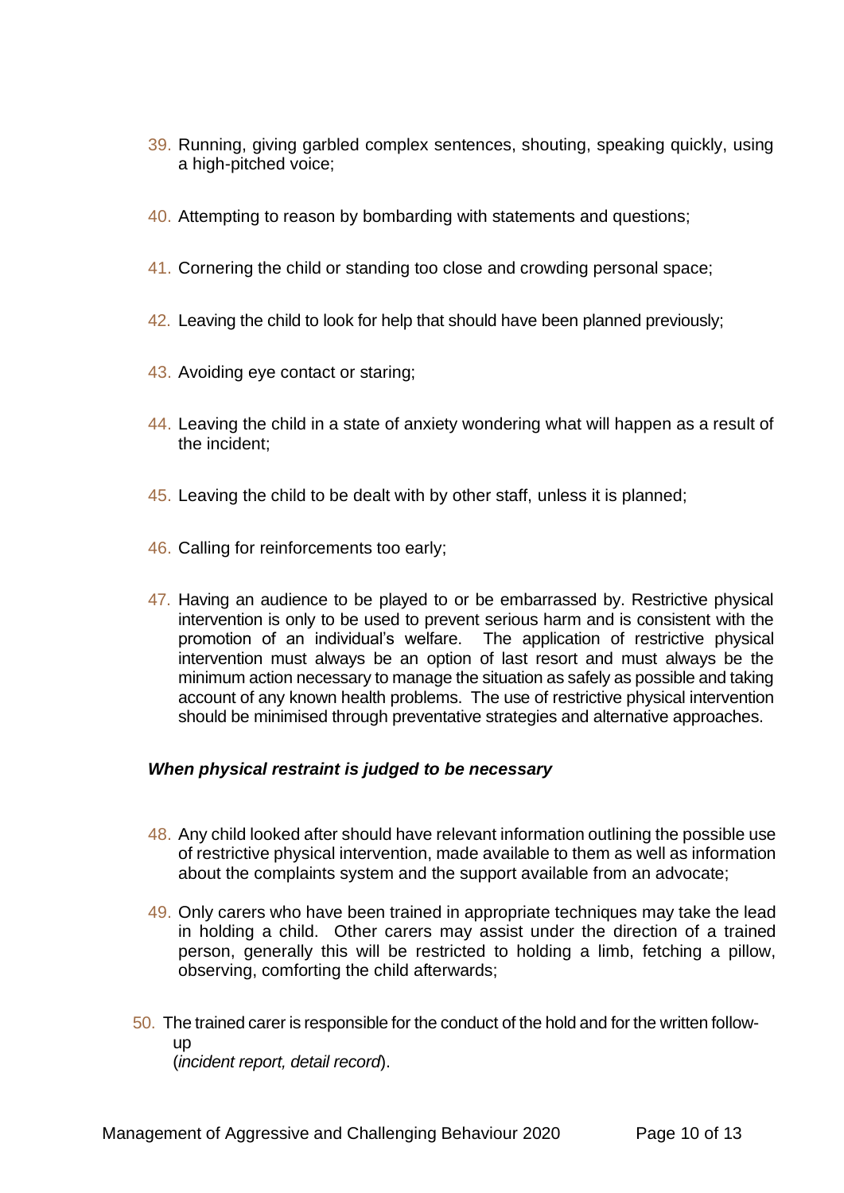39. Running, giving garbled complex sentences, shouting, speaking quickly, using a high-pitched voice;

40. Attempting to reason by bombarding with statements and questions;

41. Cornering the child or standing too close and crowding personal space;

42. Leaving the child to look for help that should have been planned previously;

43. Avoiding eye contact or staring;

44. Leaving the child in a state of anxiety wondering what will happen as a result of the incident;

45. Leaving the child to be dealt with by other staff, unless it is planned;

46. Calling for reinforcements too early;

47. Having an audience to be played to or be embarrassed by. Restrictive physical intervention is only to be used to prevent serious harm and is consistent with the promotion of an individual's welfare. The application of restrictive physical intervention must always be an option of last resort and must always be the minimum action necessary to manage the situation as safely as possible and taking account of any known health problems. The use of restrictive physical intervention should be minimised through preventative strategies and alternative approaches.

***When physical restraint is judged to be necessary***

48. Any child looked after should have relevant information outlining the possible use of restrictive physical intervention, made available to them as well as information about the complaints system and the support available from an advocate;

49. Only carers who have been trained in appropriate techniques may take the lead in holding a child. Other carers may assist under the direction of a trained person, generally this will be restricted to holding a limb, fetching a pillow, observing, comforting the child afterwards;

50. The trained carer is responsible for the conduct of the hold and for the written follow-up (*incident report, detail record*).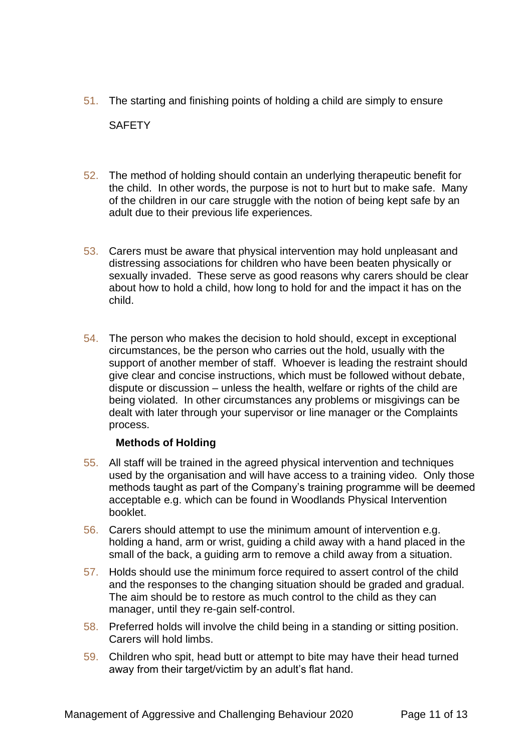51. The starting and finishing points of holding a child are simply to ensure

    SAFETY

52. The method of holding should contain an underlying therapeutic benefit for the child. In other words, the purpose is not to hurt but to make safe. Many of the children in our care struggle with the notion of being kept safe by an adult due to their previous life experiences.

53. Carers must be aware that physical intervention may hold unpleasant and distressing associations for children who have been beaten physically or sexually invaded. These serve as good reasons why carers should be clear about how to hold a child, how long to hold for and the impact it has on the child.

54. The person who makes the decision to hold should, except in exceptional circumstances, be the person who carries out the hold, usually with the support of another member of staff. Whoever is leading the restraint should give clear and concise instructions, which must be followed without debate, dispute or discussion – unless the health, welfare or rights of the child are being violated. In other circumstances any problems or misgivings can be dealt with later through your supervisor or line manager or the Complaints process.

**Methods of Holding**

55. All staff will be trained in the agreed physical intervention and techniques used by the organisation and will have access to a training video. Only those methods taught as part of the Company's training programme will be deemed acceptable e.g. which can be found in Woodlands Physical Intervention booklet.

56. Carers should attempt to use the minimum amount of intervention e.g. holding a hand, arm or wrist, guiding a child away with a hand placed in the small of the back, a guiding arm to remove a child away from a situation.

57. Holds should use the minimum force required to assert control of the child and the responses to the changing situation should be graded and gradual. The aim should be to restore as much control to the child as they can manager, until they re-gain self-control.

58. Preferred holds will involve the child being in a standing or sitting position. Carers will hold limbs.

59. Children who spit, head butt or attempt to bite may have their head turned away from their target/victim by an adult's flat hand.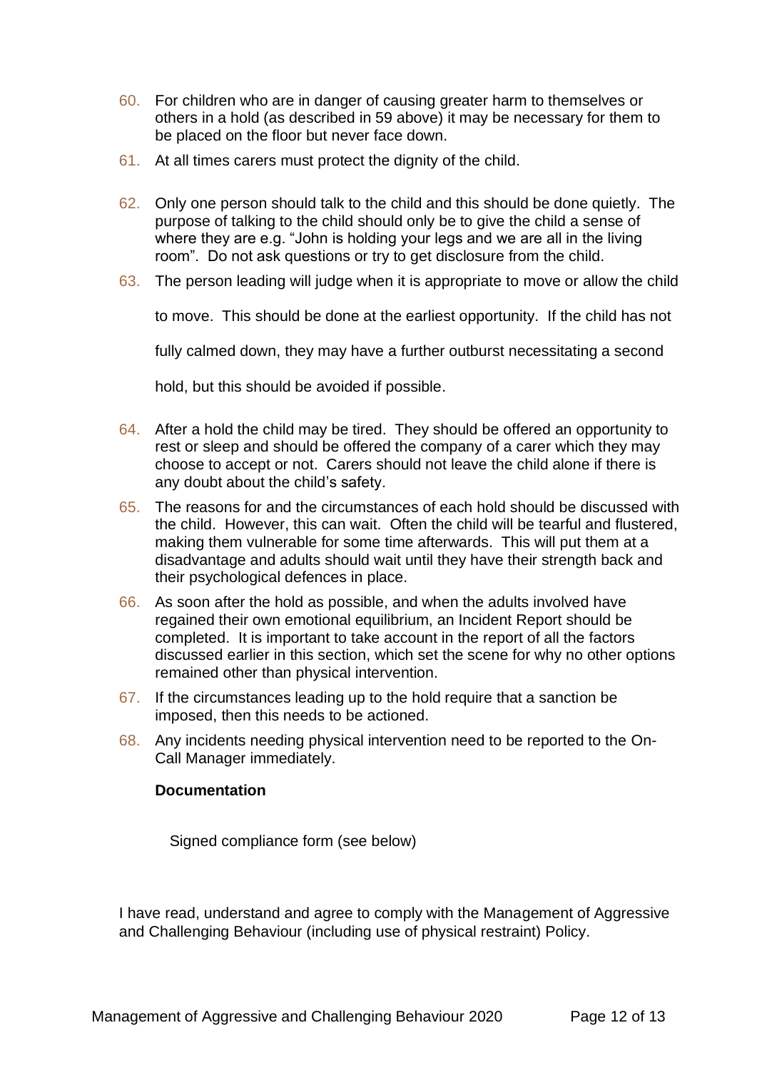60. For children who are in danger of causing greater harm to themselves or others in a hold (as described in 59 above) it may be necessary for them to be placed on the floor but never face down.
61. At all times carers must protect the dignity of the child.
62. Only one person should talk to the child and this should be done quietly. The purpose of talking to the child should only be to give the child a sense of where they are e.g. “John is holding your legs and we are all in the living room”. Do not ask questions or try to get disclosure from the child.
63. The person leading will judge when it is appropriate to move or allow the child to move. This should be done at the earliest opportunity. If the child has not fully calmed down, they may have a further outburst necessitating a second hold, but this should be avoided if possible.
64. After a hold the child may be tired. They should be offered an opportunity to rest or sleep and should be offered the company of a carer which they may choose to accept or not. Carers should not leave the child alone if there is any doubt about the child’s safety.
65. The reasons for and the circumstances of each hold should be discussed with the child. However, this can wait. Often the child will be tearful and flustered, making them vulnerable for some time afterwards. This will put them at a disadvantage and adults should wait until they have their strength back and their psychological defences in place.
66. As soon after the hold as possible, and when the adults involved have regained their own emotional equilibrium, an Incident Report should be completed. It is important to take account in the report of all the factors discussed earlier in this section, which set the scene for why no other options remained other than physical intervention.
67. If the circumstances leading up to the hold require that a sanction be imposed, then this needs to be actioned.
68. Any incidents needing physical intervention need to be reported to the On-Call Manager immediately.

**Documentation**

Signed compliance form (see below)

I have read, understand and agree to comply with the Management of Aggressive and Challenging Behaviour (including use of physical restraint) Policy.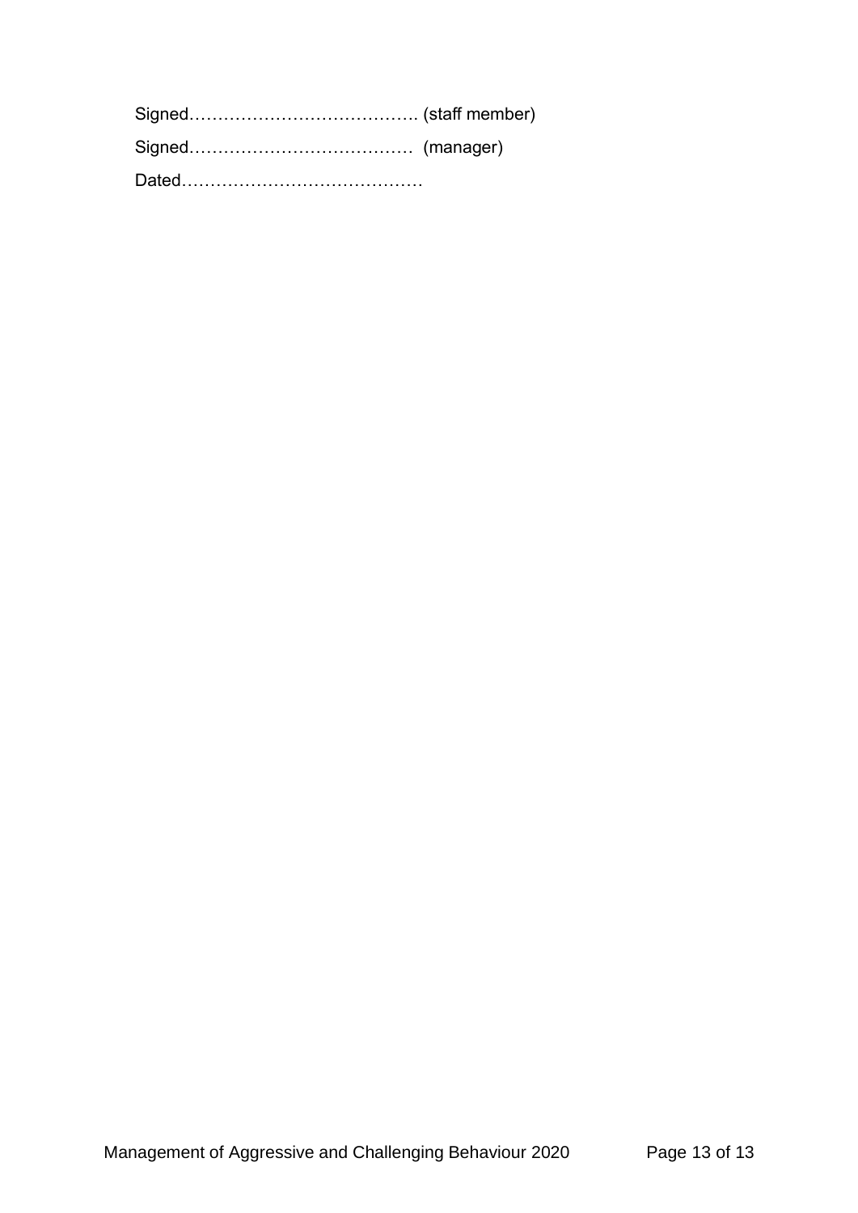Signed…………………………………. (staff member)

Signed…………………………………  (manager)

Dated……………………………………